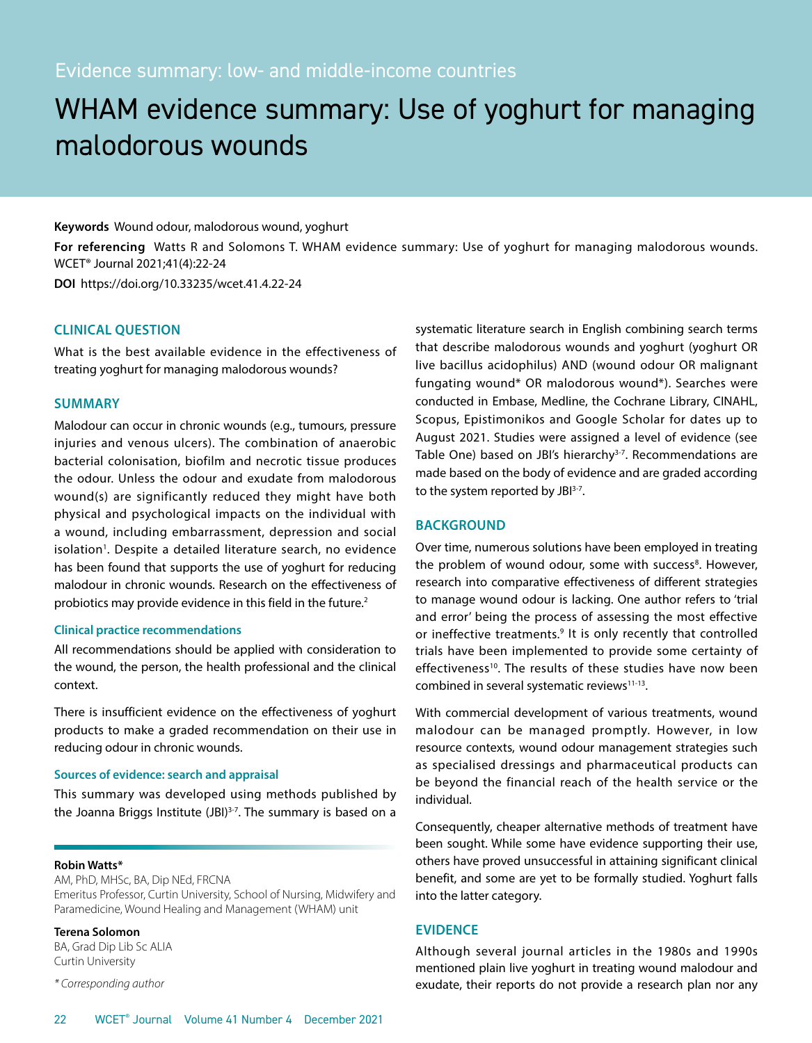Evidence summary: low- and middle-income countries

# WHAM evidence summary: Use of yoghurt for managing malodorous wounds

**Keywords** Wound odour, malodorous wound, yoghurt

**For referencing** Watts R and Solomons T. WHAM evidence summary: Use of yoghurt for managing malodorous wounds. WCET® Journal 2021;41(4):22-24

**DOI** https://doi.org/10.33235/wcet.41.4.22-24

**Robin Watts***
AM, PhD, MHSc, BA, Dip NEd, FRCNA
Emeritus Professor, Curtin University, School of Nursing, Midwifery and Paramedicine, Wound Healing and Management (WHAM) unit

**Terena Solomon**
BA, Grad Dip Lib Sc ALIA
Curtin University

*\* Corresponding author*

## CLINICAL QUESTION

What is the best available evidence in the effectiveness of treating yoghurt for managing malodorous wounds?

## SUMMARY

Malodour can occur in chronic wounds (e.g., tumours, pressure injuries and venous ulcers). The combination of anaerobic bacterial colonisation, biofilm and necrotic tissue produces the odour. Unless the odour and exudate from malodorous wound(s) are significantly reduced they might have both physical and psychological impacts on the individual with a wound, including embarrassment, depression and social isolation[1]. Despite a detailed literature search, no evidence has been found that supports the use of yoghurt for reducing malodour in chronic wounds. Research on the effectiveness of probiotics may provide evidence in this field in the future.[2]

### Clinical practice recommendations

All recommendations should be applied with consideration to the wound, the person, the health professional and the clinical context.

There is insufficient evidence on the effectiveness of yoghurt products to make a graded recommendation on their use in reducing odour in chronic wounds.

### Sources of evidence: search and appraisal

This summary was developed using methods published by the Joanna Briggs Institute (JBI)[3-7]. The summary is based on a systematic literature search in English combining search terms that describe malodorous wounds and yoghurt (yoghurt OR live bacillus acidophilus) AND (wound odour OR malignant fungating wound* OR malodorous wound*). Searches were conducted in Embase, Medline, the Cochrane Library, CINAHL, Scopus, Epistimonikos and Google Scholar for dates up to August 2021. Studies were assigned a level of evidence (see Table One) based on JBI's hierarchy[3-7]. Recommendations are made based on the body of evidence and are graded according to the system reported by JBI[3-7].

## BACKGROUND

Over time, numerous solutions have been employed in treating the problem of wound odour, some with success[8]. However, research into comparative effectiveness of different strategies to manage wound odour is lacking. One author refers to 'trial and error' being the process of assessing the most effective or ineffective treatments.[9] It is only recently that controlled trials have been implemented to provide some certainty of effectiveness[10]. The results of these studies have now been combined in several systematic reviews[11-13].

With commercial development of various treatments, wound malodour can be managed promptly. However, in low resource contexts, wound odour management strategies such as specialised dressings and pharmaceutical products can be beyond the financial reach of the health service or the individual.

Consequently, cheaper alternative methods of treatment have been sought. While some have evidence supporting their use, others have proved unsuccessful in attaining significant clinical benefit, and some are yet to be formally studied. Yoghurt falls into the latter category.

## EVIDENCE

Although several journal articles in the 1980s and 1990s mentioned plain live yoghurt in treating wound malodour and exudate, their reports do not provide a research plan nor any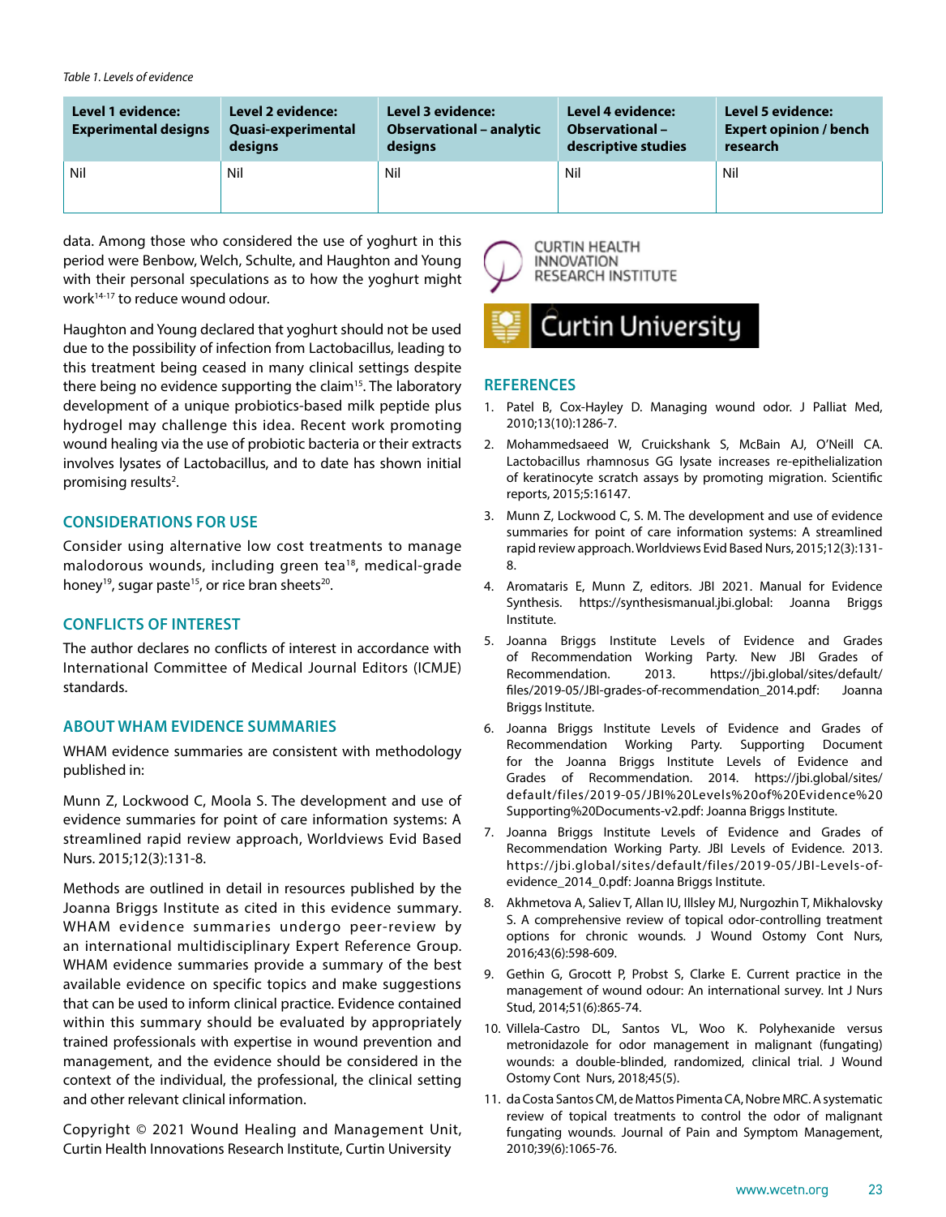Table 1. Levels of evidence

| Level 1 evidence: Experimental designs | Level 2 evidence: Quasi-experimental designs | Level 3 evidence: Observational – analytic designs | Level 4 evidence: Observational – descriptive studies | Level 5 evidence: Expert opinion / bench research |
|---|---|---|---|---|
| Nil | Nil | Nil | Nil | Nil |

data. Among those who considered the use of yoghurt in this period were Benbow, Welch, Schulte, and Haughton and Young with their personal speculations as to how the yoghurt might work[14-17] to reduce wound odour.

Haughton and Young declared that yoghurt should not be used due to the possibility of infection from Lactobacillus, leading to this treatment being ceased in many clinical settings despite there being no evidence supporting the claim[15]. The laboratory development of a unique probiotics-based milk peptide plus hydrogel may challenge this idea. Recent work promoting wound healing via the use of probiotic bacteria or their extracts involves lysates of Lactobacillus, and to date has shown initial promising results[2].

## CONSIDERATIONS FOR USE

Consider using alternative low cost treatments to manage malodorous wounds, including green tea[18], medical-grade honey[19], sugar paste[15], or rice bran sheets[20].

## CONFLICTS OF INTEREST

The author declares no conflicts of interest in accordance with International Committee of Medical Journal Editors (ICMJE) standards.

## ABOUT WHAM EVIDENCE SUMMARIES

WHAM evidence summaries are consistent with methodology published in:

Munn Z, Lockwood C, Moola S. The development and use of evidence summaries for point of care information systems: A streamlined rapid review approach, Worldviews Evid Based Nurs. 2015;12(3):131-8.

Methods are outlined in detail in resources published by the Joanna Briggs Institute as cited in this evidence summary. WHAM evidence summaries undergo peer-review by an international multidisciplinary Expert Reference Group. WHAM evidence summaries provide a summary of the best available evidence on specific topics and make suggestions that can be used to inform clinical practice. Evidence contained within this summary should be evaluated by appropriately trained professionals with expertise in wound prevention and management, and the evidence should be considered in the context of the individual, the professional, the clinical setting and other relevant clinical information.

Copyright © 2021 Wound Healing and Management Unit, Curtin Health Innovations Research Institute, Curtin University

CURTIN HEALTH INNOVATION RESEARCH INSTITUTE

Curtin University

## REFERENCES

1. Patel B, Cox-Hayley D. Managing wound odor. J Palliat Med, 2010;13(10):1286-7.
2. Mohammedsaeed W, Cruickshank S, McBain AJ, O'Neill CA. Lactobacillus rhamnosus GG lysate increases re-epithelialization of keratinocyte scratch assays by promoting migration. Scientific reports, 2015;5:16147.
3. Munn Z, Lockwood C, S. M. The development and use of evidence summaries for point of care information systems: A streamlined rapid review approach. Worldviews Evid Based Nurs, 2015;12(3):131-8.
4. Aromataris E, Munn Z, editors. JBI 2021. Manual for Evidence Synthesis. https://synthesismanual.jbi.global: Joanna Briggs Institute.
5. Joanna Briggs Institute Levels of Evidence and Grades of Recommendation Working Party. New JBI Grades of Recommendation. 2013. https://jbi.global/sites/default/files/2019-05/JBI-grades-of-recommendation_2014.pdf: Joanna Briggs Institute.
6. Joanna Briggs Institute Levels of Evidence and Grades of Recommendation Working Party. Supporting Document for the Joanna Briggs Institute Levels of Evidence and Grades of Recommendation. 2014. https://jbi.global/sites/default/files/2019-05/JBI%20Levels%20of%20Evidence%20Supporting%20Documents-v2.pdf: Joanna Briggs Institute.
7. Joanna Briggs Institute Levels of Evidence and Grades of Recommendation Working Party. JBI Levels of Evidence. 2013. https://jbi.global/sites/default/files/2019-05/JBI-Levels-of-evidence_2014_0.pdf: Joanna Briggs Institute.
8. Akhmetova A, Saliev T, Allan IU, Illsley MJ, Nurgozhin T, Mikhalovsky S. A comprehensive review of topical odor-controlling treatment options for chronic wounds. J Wound Ostomy Cont Nurs, 2016;43(6):598-609.
9. Gethin G, Grocott P, Probst S, Clarke E. Current practice in the management of wound odour: An international survey. Int J Nurs Stud, 2014;51(6):865-74.
10. Villela-Castro DL, Santos VL, Woo K. Polyhexanide versus metronidazole for odor management in malignant (fungating) wounds: a double-blinded, randomized, clinical trial. J Wound Ostomy Cont Nurs, 2018;45(5).
11. da Costa Santos CM, de Mattos Pimenta CA, Nobre MRC. A systematic review of topical treatments to control the odor of malignant fungating wounds. Journal of Pain and Symptom Management, 2010;39(6):1065-76.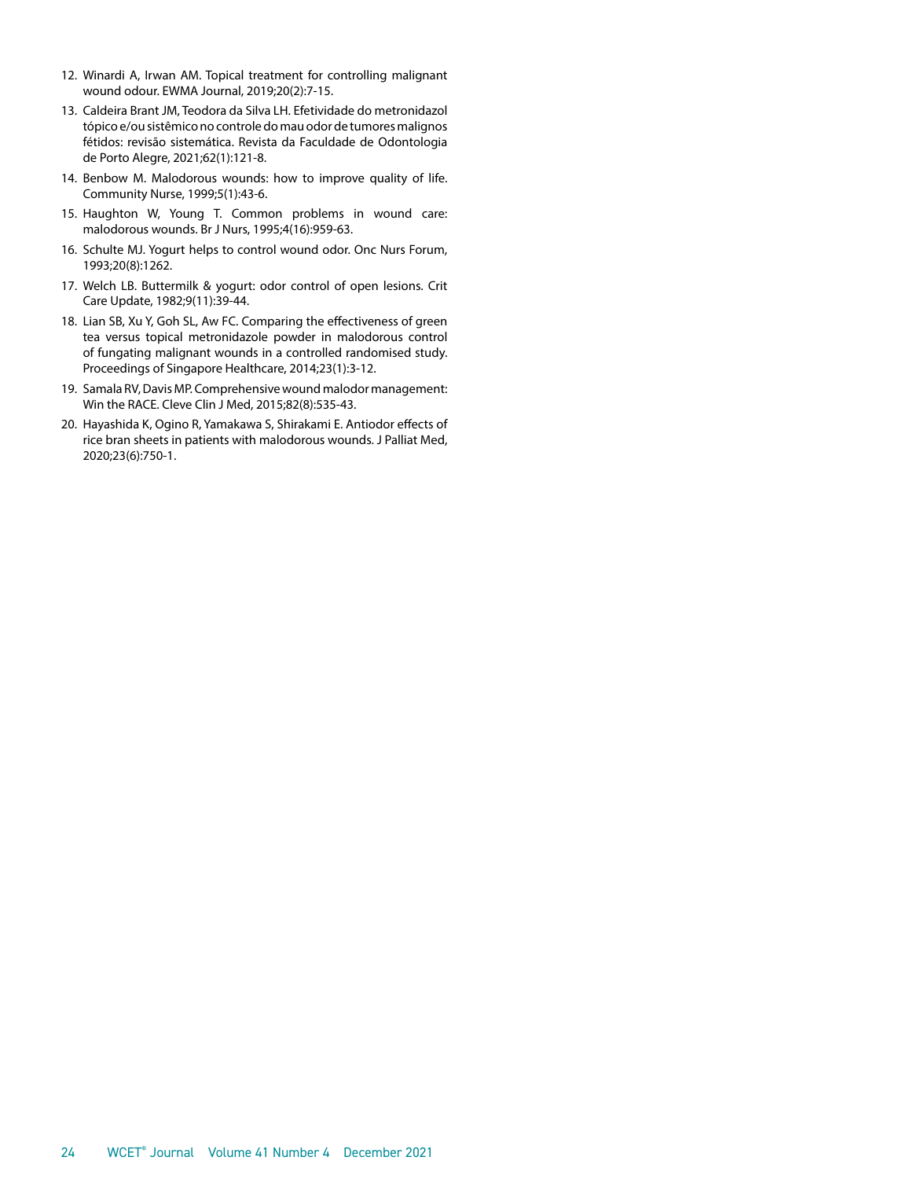12. Winardi A, Irwan AM. Topical treatment for controlling malignant wound odour. EWMA Journal, 2019;20(2):7-15.
13. Caldeira Brant JM, Teodora da Silva LH. Efetividade do metronidazol tópico e/ou sistêmico no controle do mau odor de tumores malignos fétidos: revisão sistemática. Revista da Faculdade de Odontologia de Porto Alegre, 2021;62(1):121-8.
14. Benbow M. Malodorous wounds: how to improve quality of life. Community Nurse, 1999;5(1):43-6.
15. Haughton W, Young T. Common problems in wound care: malodorous wounds. Br J Nurs, 1995;4(16):959-63.
16. Schulte MJ. Yogurt helps to control wound odor. Onc Nurs Forum, 1993;20(8):1262.
17. Welch LB. Buttermilk & yogurt: odor control of open lesions. Crit Care Update, 1982;9(11):39-44.
18. Lian SB, Xu Y, Goh SL, Aw FC. Comparing the effectiveness of green tea versus topical metronidazole powder in malodorous control of fungating malignant wounds in a controlled randomised study. Proceedings of Singapore Healthcare, 2014;23(1):3-12.
19. Samala RV, Davis MP. Comprehensive wound malodor management: Win the RACE. Cleve Clin J Med, 2015;82(8):535-43.
20. Hayashida K, Ogino R, Yamakawa S, Shirakami E. Antiodor effects of rice bran sheets in patients with malodorous wounds. J Palliat Med, 2020;23(6):750-1.